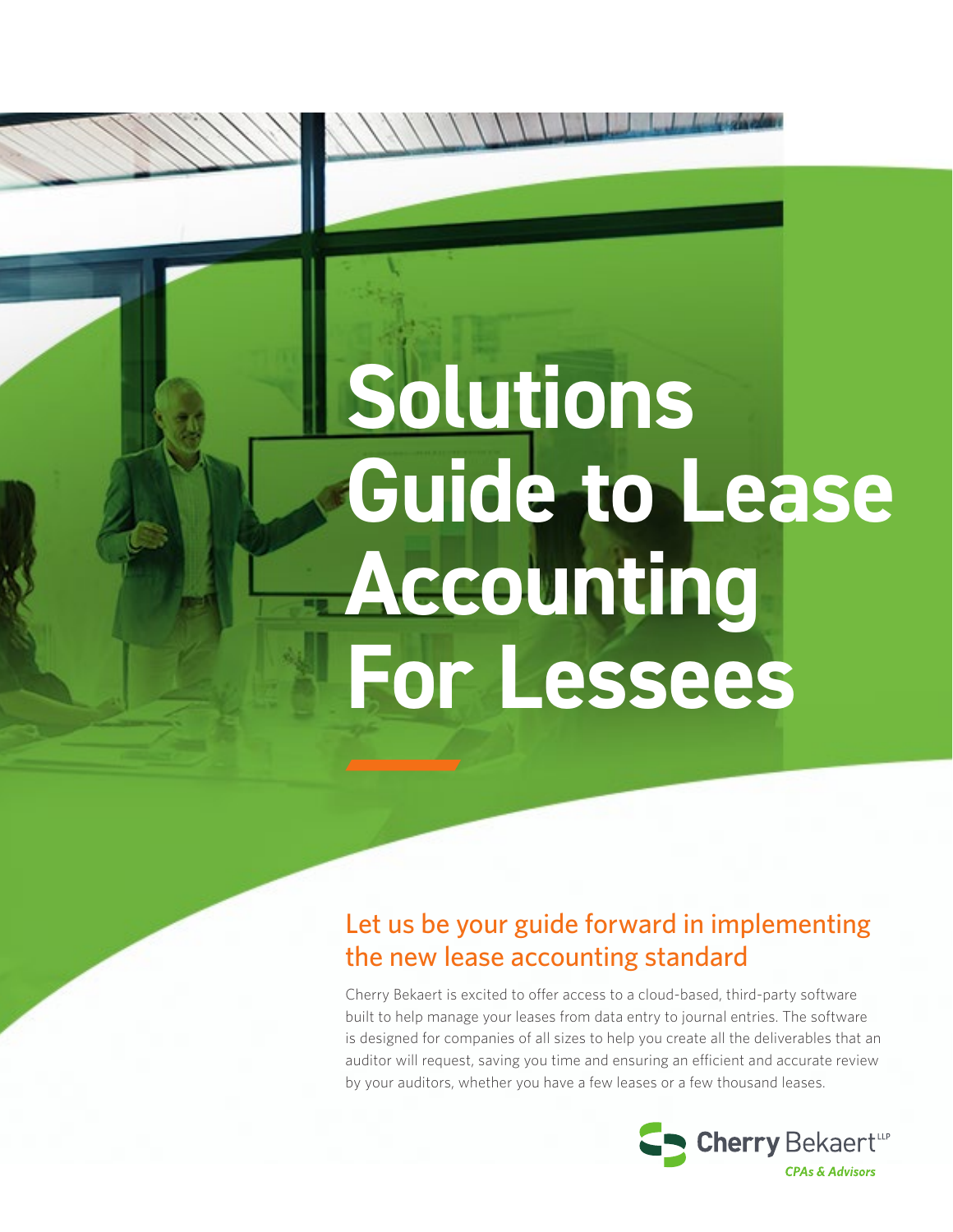# Solutions Guide to Lease Accounting For Lessees

## Let us be your guide forward in implementing the new lease accounting standard

Cherry Bekaert is excited to offer access to a cloud-based, third-party software built to help manage your leases from data entry to journal entries. The software is designed for companies of all sizes to help you create all the deliverables that an auditor will request, saving you time and ensuring an efficient and accurate review by your auditors, whether you have a few leases or a few thousand leases.

Cherry Bekaert LLP
*CPAs & Advisors*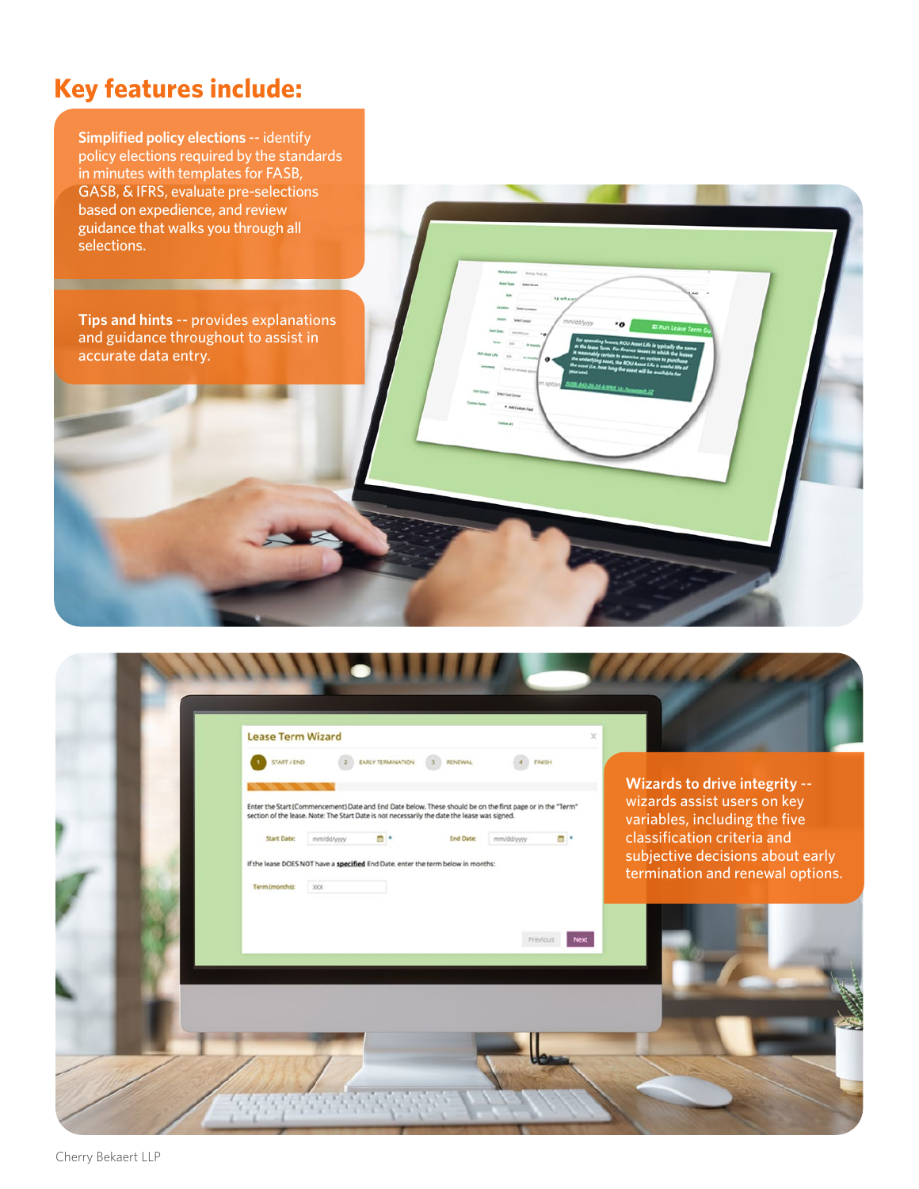# Key features include:

**Simplified policy elections --** identify policy elections required by the standards in minutes with templates for FASB, GASB, & IFRS, evaluate pre-selections based on expedience, and review guidance that walks you through all selections.

**Tips and hints --** provides explanations and guidance throughout to assist in accurate data entry.

**Wizards to drive integrity --** wizards assist users on key variables, including the five classification criteria and subjective decisions about early termination and renewal options.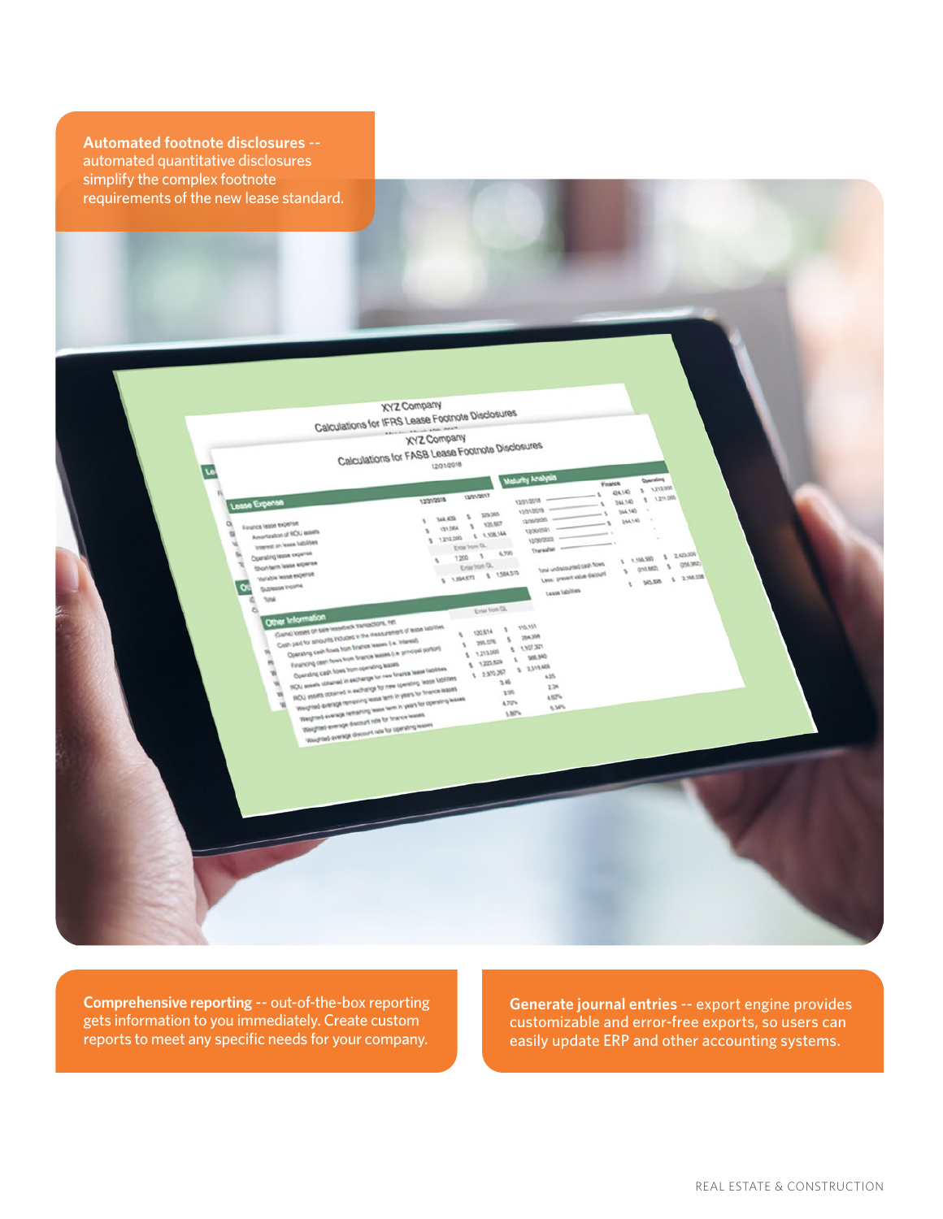**Automated footnote disclosures** -- automated quantitative disclosures simplify the complex footnote requirements of the new lease standard.

**Comprehensive reporting** -- out-of-the-box reporting gets information to you immediately. Create custom reports to meet any specific needs for your company.

**Generate journal entries** -- export engine provides customizable and error-free exports, so users can easily update ERP and other accounting systems.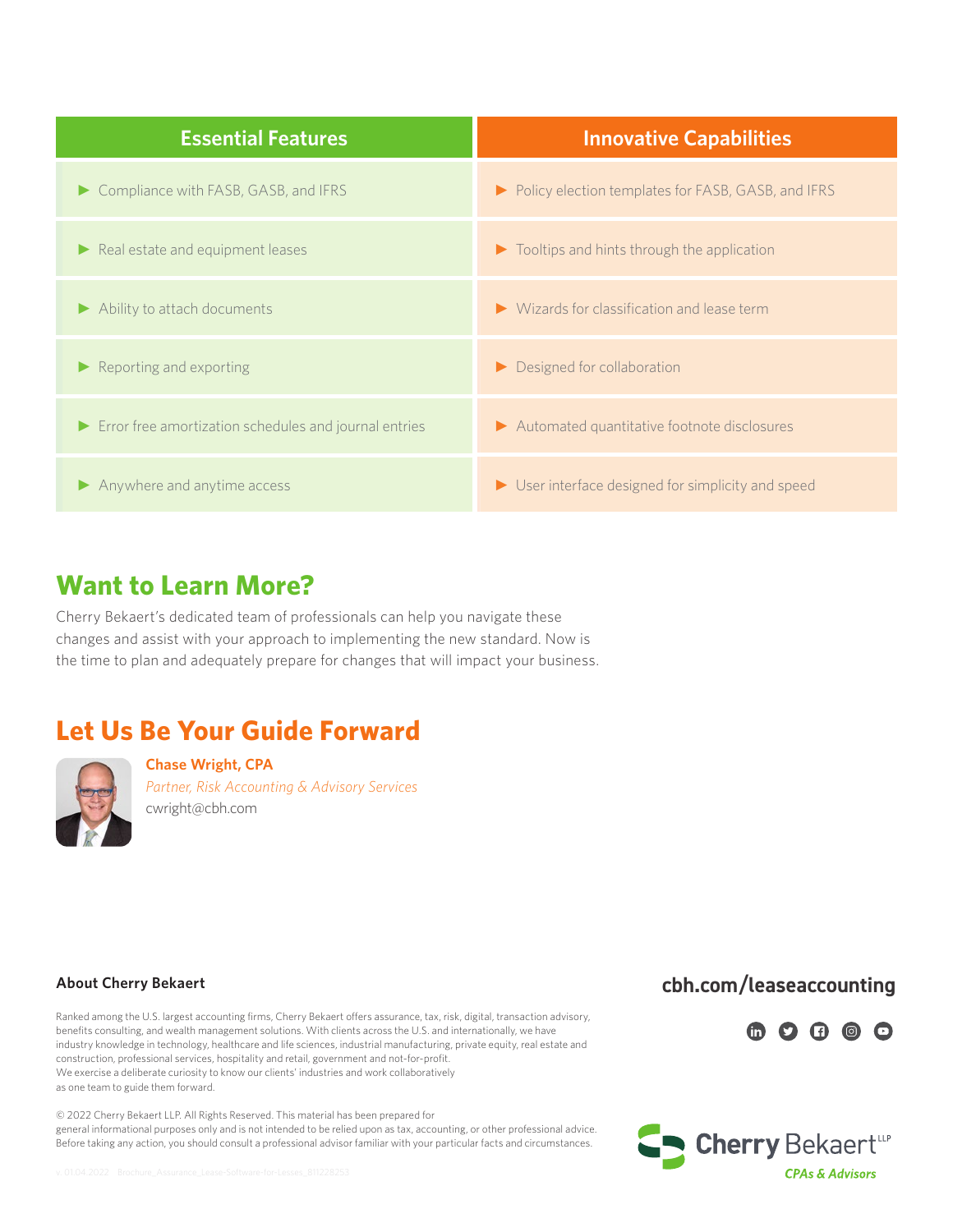| Essential Features | Innovative Capabilities |
| --- | --- |
| ▶ Compliance with FASB, GASB, and IFRS | ▶ Policy election templates for FASB, GASB, and IFRS |
| ▶ Real estate and equipment leases | ▶ Tooltips and hints through the application |
| ▶ Ability to attach documents | ▶ Wizards for classification and lease term |
| ▶ Reporting and exporting | ▶ Designed for collaboration |
| ▶ Error free amortization schedules and journal entries | ▶ Automated quantitative footnote disclosures |
| ▶ Anywhere and anytime access | ▶ User interface designed for simplicity and speed |

## Want to Learn More?

Cherry Bekaert's dedicated team of professionals can help you navigate these changes and assist with your approach to implementing the new standard. Now is the time to plan and adequately prepare for changes that will impact your business.

## Let Us Be Your Guide Forward

**Chase Wright, CPA**
*Partner, Risk Accounting & Advisory Services*
cwright@cbh.com

**About Cherry Bekaert**

Ranked among the U.S. largest accounting firms, Cherry Bekaert offers assurance, tax, risk, digital, transaction advisory, benefits consulting, and wealth management solutions. With clients across the U.S. and internationally, we have industry knowledge in technology, healthcare and life sciences, industrial manufacturing, private equity, real estate and construction, professional services, hospitality and retail, government and not-for-profit. We exercise a deliberate curiosity to know our clients' industries and work collaboratively as one team to guide them forward.

© 2022 Cherry Bekaert LLP. All Rights Reserved. This material has been prepared for general informational purposes only and is not intended to be relied upon as tax, accounting, or other professional advice. Before taking any action, you should consult a professional advisor familiar with your particular facts and circumstances.

v. 01.04.2022 Brochure_Assurance_Lease-Software-for-Lesses_811228253

**cbh.com/leaseaccounting**

Cherry Bekaert LLP
CPAs & Advisors